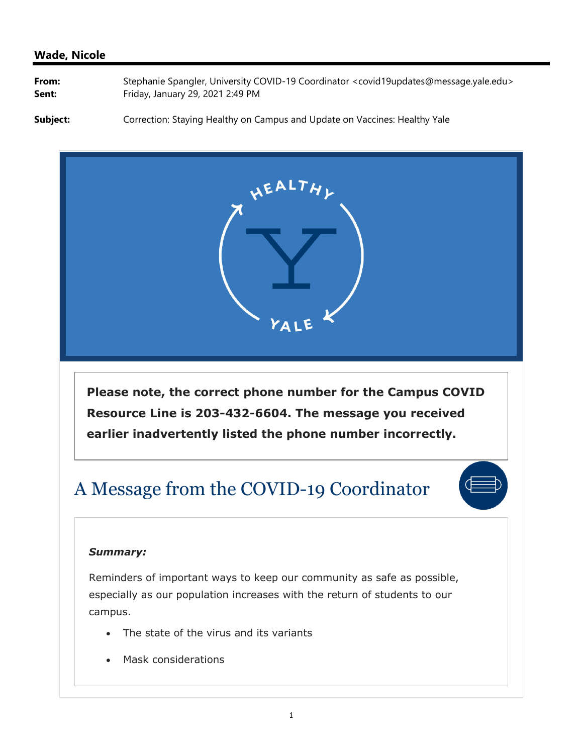## Wade, Nicole

**From:** Stephanie Spangler, University COVID-19 Coordinator <covid19updates@message.yale.edu>
**Sent:** Friday, January 29, 2021 2:49 PM
**Subject:** Correction: Staying Healthy on Campus and Update on Vaccines: Healthy Yale

HEALTHY YALE

**Please note, the correct phone number for the Campus COVID Resource Line is 203-432-6604. The message you received earlier inadvertently listed the phone number incorrectly.**

# A Message from the COVID-19 Coordinator

***Summary:***

Reminders of important ways to keep our community as safe as possible, especially as our population increases with the return of students to our campus.

- The state of the virus and its variants
- Mask considerations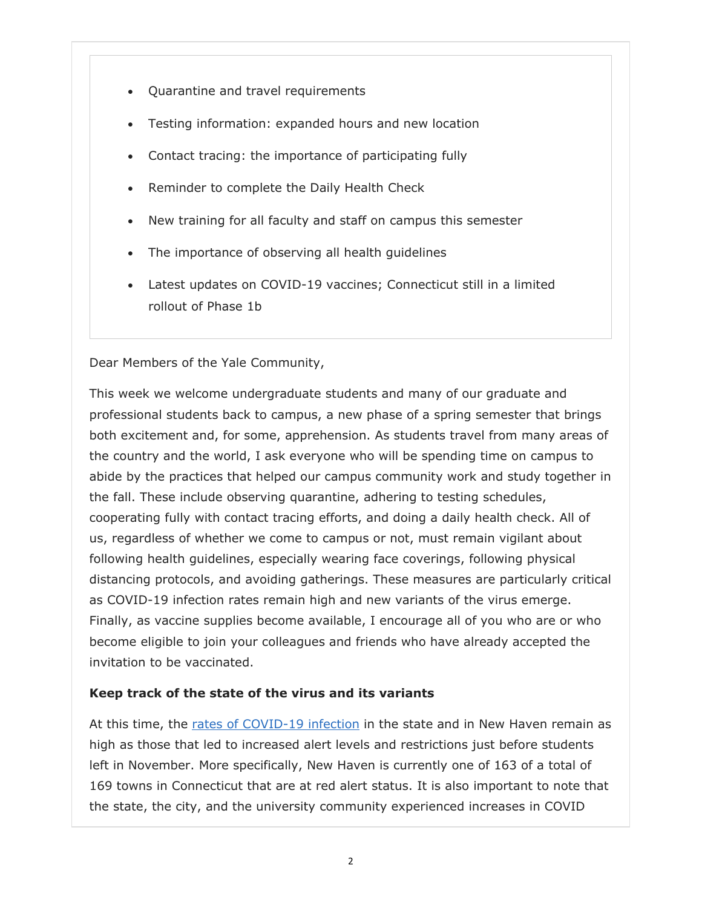- Quarantine and travel requirements
- Testing information: expanded hours and new location
- Contact tracing: the importance of participating fully
- Reminder to complete the Daily Health Check
- New training for all faculty and staff on campus this semester
- The importance of observing all health guidelines
- Latest updates on COVID-19 vaccines; Connecticut still in a limited rollout of Phase 1b

Dear Members of the Yale Community,

This week we welcome undergraduate students and many of our graduate and professional students back to campus, a new phase of a spring semester that brings both excitement and, for some, apprehension. As students travel from many areas of the country and the world, I ask everyone who will be spending time on campus to abide by the practices that helped our campus community work and study together in the fall. These include observing quarantine, adhering to testing schedules, cooperating fully with contact tracing efforts, and doing a daily health check. All of us, regardless of whether we come to campus or not, must remain vigilant about following health guidelines, especially wearing face coverings, following physical distancing protocols, and avoiding gatherings. These measures are particularly critical as COVID-19 infection rates remain high and new variants of the virus emerge. Finally, as vaccine supplies become available, I encourage all of you who are or who become eligible to join your colleagues and friends who have already accepted the invitation to be vaccinated.

**Keep track of the state of the virus and its variants**

At this time, the rates of COVID-19 infection in the state and in New Haven remain as high as those that led to increased alert levels and restrictions just before students left in November. More specifically, New Haven is currently one of 163 of a total of 169 towns in Connecticut that are at red alert status. It is also important to note that the state, the city, and the university community experienced increases in COVID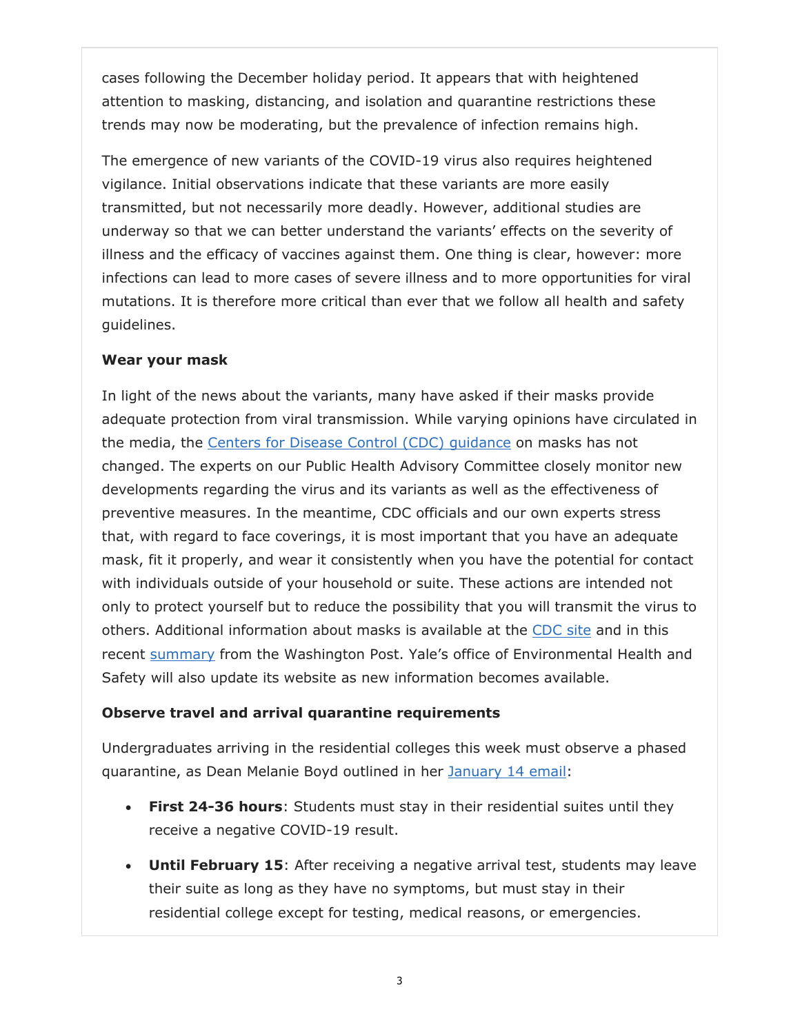cases following the December holiday period. It appears that with heightened attention to masking, distancing, and isolation and quarantine restrictions these trends may now be moderating, but the prevalence of infection remains high.

The emergence of new variants of the COVID-19 virus also requires heightened vigilance. Initial observations indicate that these variants are more easily transmitted, but not necessarily more deadly. However, additional studies are underway so that we can better understand the variants' effects on the severity of illness and the efficacy of vaccines against them. One thing is clear, however: more infections can lead to more cases of severe illness and to more opportunities for viral mutations. It is therefore more critical than ever that we follow all health and safety guidelines.

**Wear your mask**

In light of the news about the variants, many have asked if their masks provide adequate protection from viral transmission. While varying opinions have circulated in the media, the Centers for Disease Control (CDC) guidance on masks has not changed. The experts on our Public Health Advisory Committee closely monitor new developments regarding the virus and its variants as well as the effectiveness of preventive measures. In the meantime, CDC officials and our own experts stress that, with regard to face coverings, it is most important that you have an adequate mask, fit it properly, and wear it consistently when you have the potential for contact with individuals outside of your household or suite. These actions are intended not only to protect yourself but to reduce the possibility that you will transmit the virus to others. Additional information about masks is available at the CDC site and in this recent summary from the Washington Post. Yale's office of Environmental Health and Safety will also update its website as new information becomes available.

**Observe travel and arrival quarantine requirements**

Undergraduates arriving in the residential colleges this week must observe a phased quarantine, as Dean Melanie Boyd outlined in her January 14 email:

- **First 24-36 hours**: Students must stay in their residential suites until they receive a negative COVID-19 result.
- **Until February 15**: After receiving a negative arrival test, students may leave their suite as long as they have no symptoms, but must stay in their residential college except for testing, medical reasons, or emergencies.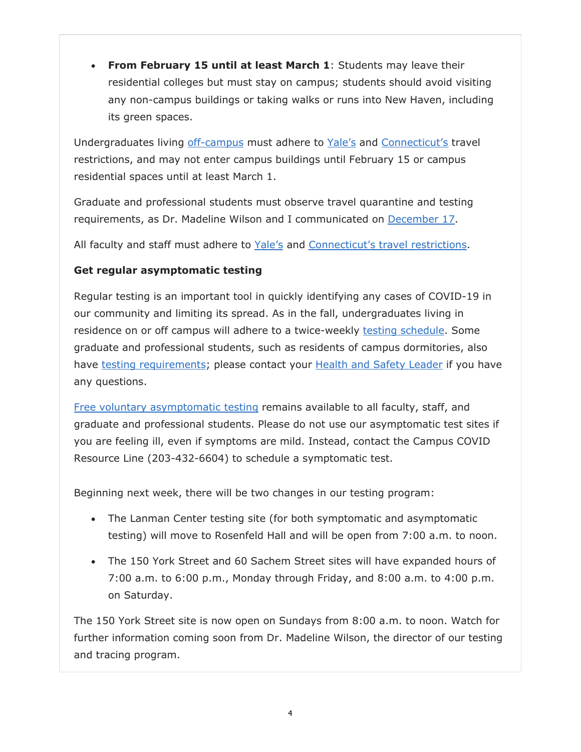- **From February 15 until at least March 1**: Students may leave their residential colleges but must stay on campus; students should avoid visiting any non-campus buildings or taking walks or runs into New Haven, including its green spaces.

Undergraduates living off-campus must adhere to Yale's and Connecticut's travel restrictions, and may not enter campus buildings until February 15 or campus residential spaces until at least March 1.

Graduate and professional students must observe travel quarantine and testing requirements, as Dr. Madeline Wilson and I communicated on December 17.

All faculty and staff must adhere to Yale's and Connecticut's travel restrictions.

**Get regular asymptomatic testing**

Regular testing is an important tool in quickly identifying any cases of COVID-19 in our community and limiting its spread. As in the fall, undergraduates living in residence on or off campus will adhere to a twice-weekly testing schedule. Some graduate and professional students, such as residents of campus dormitories, also have testing requirements; please contact your Health and Safety Leader if you have any questions.

Free voluntary asymptomatic testing remains available to all faculty, staff, and graduate and professional students. Please do not use our asymptomatic test sites if you are feeling ill, even if symptoms are mild. Instead, contact the Campus COVID Resource Line (203-432-6604) to schedule a symptomatic test.

Beginning next week, there will be two changes in our testing program:

- The Lanman Center testing site (for both symptomatic and asymptomatic testing) will move to Rosenfeld Hall and will be open from 7:00 a.m. to noon.
- The 150 York Street and 60 Sachem Street sites will have expanded hours of 7:00 a.m. to 6:00 p.m., Monday through Friday, and 8:00 a.m. to 4:00 p.m. on Saturday.

The 150 York Street site is now open on Sundays from 8:00 a.m. to noon. Watch for further information coming soon from Dr. Madeline Wilson, the director of our testing and tracing program.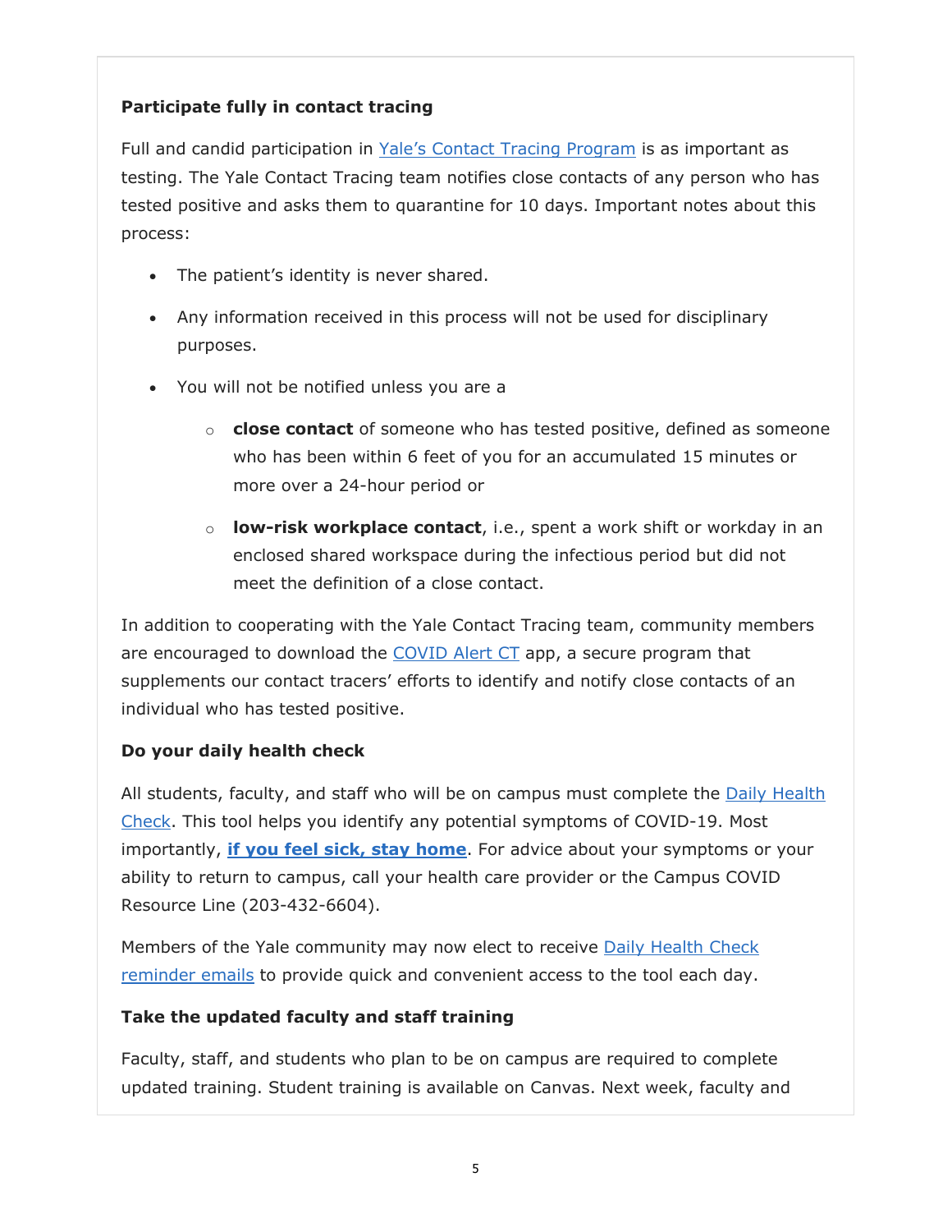**Participate fully in contact tracing**

Full and candid participation in Yale's Contact Tracing Program is as important as testing. The Yale Contact Tracing team notifies close contacts of any person who has tested positive and asks them to quarantine for 10 days. Important notes about this process:

- The patient's identity is never shared.
- Any information received in this process will not be used for disciplinary purposes.
- You will not be notified unless you are a
    - **close contact** of someone who has tested positive, defined as someone who has been within 6 feet of you for an accumulated 15 minutes or more over a 24-hour period or
    - **low-risk workplace contact**, i.e., spent a work shift or workday in an enclosed shared workspace during the infectious period but did not meet the definition of a close contact.

In addition to cooperating with the Yale Contact Tracing team, community members are encouraged to download the COVID Alert CT app, a secure program that supplements our contact tracers' efforts to identify and notify close contacts of an individual who has tested positive.

**Do your daily health check**

All students, faculty, and staff who will be on campus must complete the Daily Health Check. This tool helps you identify any potential symptoms of COVID-19. Most importantly, **if you feel sick, stay home**. For advice about your symptoms or your ability to return to campus, call your health care provider or the Campus COVID Resource Line (203-432-6604).

Members of the Yale community may now elect to receive Daily Health Check reminder emails to provide quick and convenient access to the tool each day.

**Take the updated faculty and staff training**

Faculty, staff, and students who plan to be on campus are required to complete updated training. Student training is available on Canvas. Next week, faculty and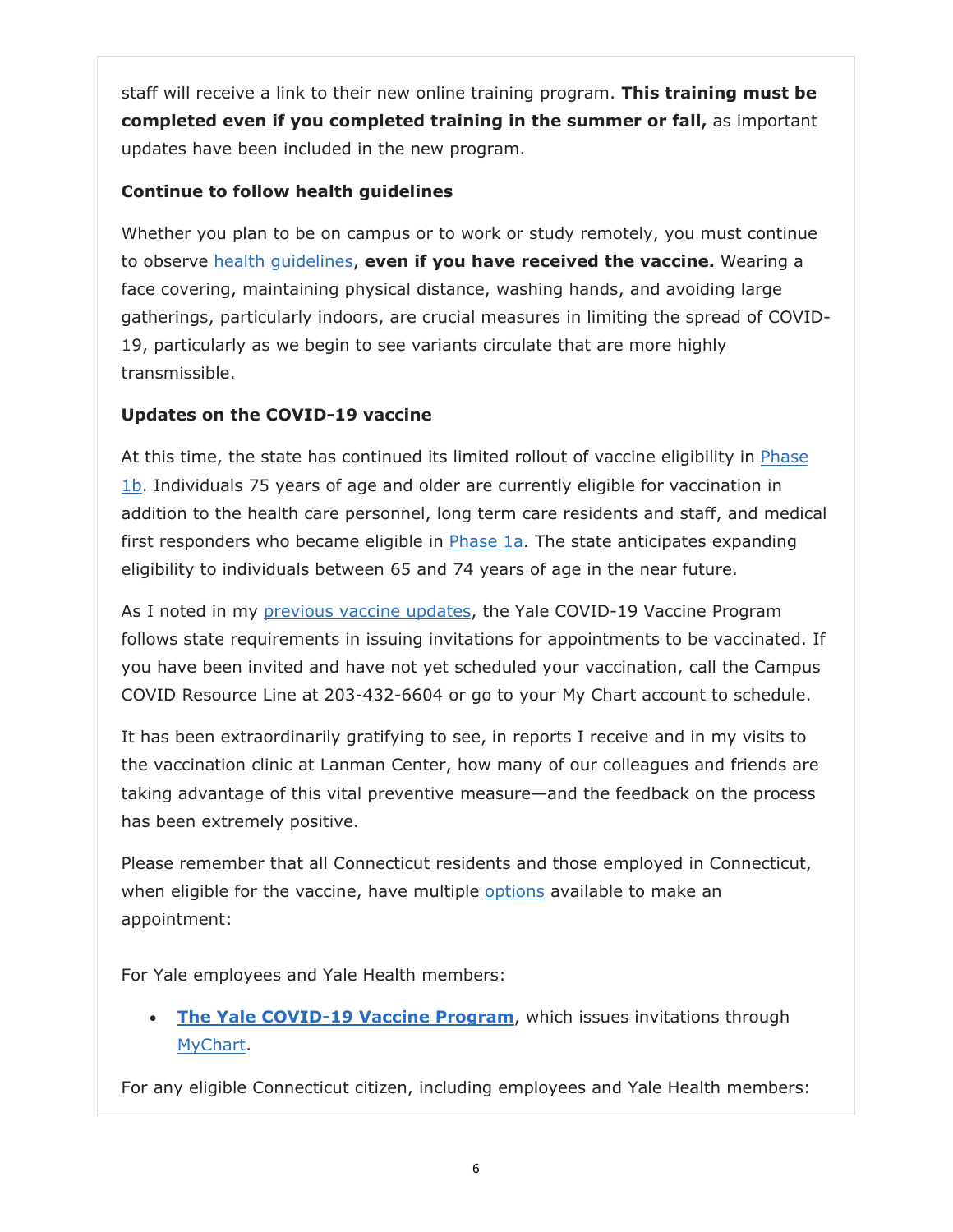staff will receive a link to their new online training program. **This training must be completed even if you completed training in the summer or fall,** as important updates have been included in the new program.

**Continue to follow health guidelines**

Whether you plan to be on campus or to work or study remotely, you must continue to observe health guidelines, **even if you have received the vaccine.** Wearing a face covering, maintaining physical distance, washing hands, and avoiding large gatherings, particularly indoors, are crucial measures in limiting the spread of COVID-19, particularly as we begin to see variants circulate that are more highly transmissible.

**Updates on the COVID-19 vaccine**

At this time, the state has continued its limited rollout of vaccine eligibility in Phase 1b. Individuals 75 years of age and older are currently eligible for vaccination in addition to the health care personnel, long term care residents and staff, and medical first responders who became eligible in Phase 1a. The state anticipates expanding eligibility to individuals between 65 and 74 years of age in the near future.

As I noted in my previous vaccine updates, the Yale COVID-19 Vaccine Program follows state requirements in issuing invitations for appointments to be vaccinated. If you have been invited and have not yet scheduled your vaccination, call the Campus COVID Resource Line at 203-432-6604 or go to your My Chart account to schedule.

It has been extraordinarily gratifying to see, in reports I receive and in my visits to the vaccination clinic at Lanman Center, how many of our colleagues and friends are taking advantage of this vital preventive measure—and the feedback on the process has been extremely positive.

Please remember that all Connecticut residents and those employed in Connecticut, when eligible for the vaccine, have multiple options available to make an appointment:

For Yale employees and Yale Health members:

- **The Yale COVID-19 Vaccine Program**, which issues invitations through MyChart.

For any eligible Connecticut citizen, including employees and Yale Health members: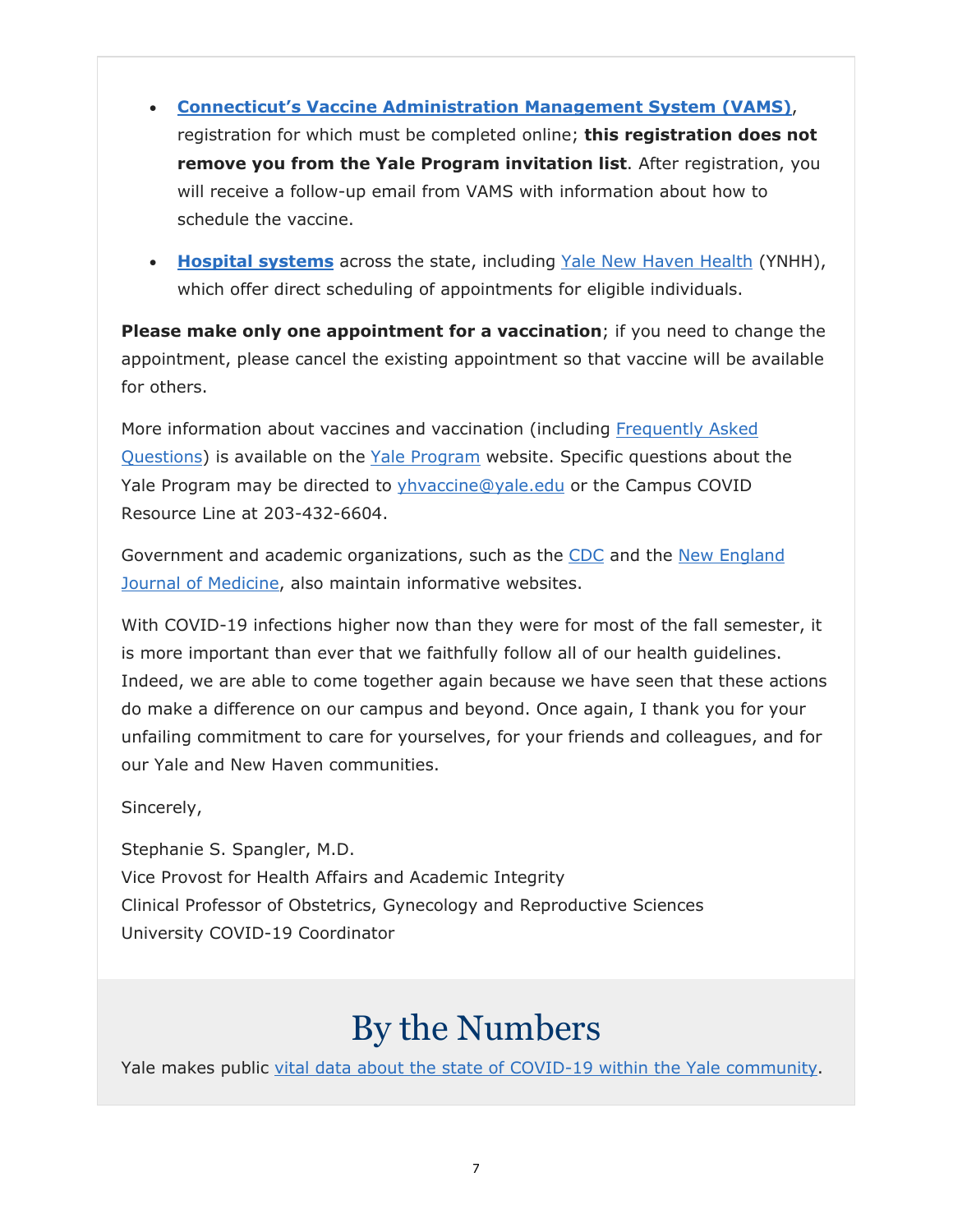- **Connecticut's Vaccine Administration Management System (VAMS)**, registration for which must be completed online; **this registration does not remove you from the Yale Program invitation list**. After registration, you will receive a follow-up email from VAMS with information about how to schedule the vaccine.
- **Hospital systems** across the state, including Yale New Haven Health (YNHH), which offer direct scheduling of appointments for eligible individuals.

**Please make only one appointment for a vaccination**; if you need to change the appointment, please cancel the existing appointment so that vaccine will be available for others.

More information about vaccines and vaccination (including Frequently Asked Questions) is available on the Yale Program website. Specific questions about the Yale Program may be directed to yhvaccine@yale.edu or the Campus COVID Resource Line at 203-432-6604.

Government and academic organizations, such as the CDC and the New England Journal of Medicine, also maintain informative websites.

With COVID-19 infections higher now than they were for most of the fall semester, it is more important than ever that we faithfully follow all of our health guidelines. Indeed, we are able to come together again because we have seen that these actions do make a difference on our campus and beyond. Once again, I thank you for your unfailing commitment to care for yourselves, for your friends and colleagues, and for our Yale and New Haven communities.

Sincerely,

Stephanie S. Spangler, M.D.
Vice Provost for Health Affairs and Academic Integrity
Clinical Professor of Obstetrics, Gynecology and Reproductive Sciences
University COVID-19 Coordinator

# By the Numbers

Yale makes public vital data about the state of COVID-19 within the Yale community.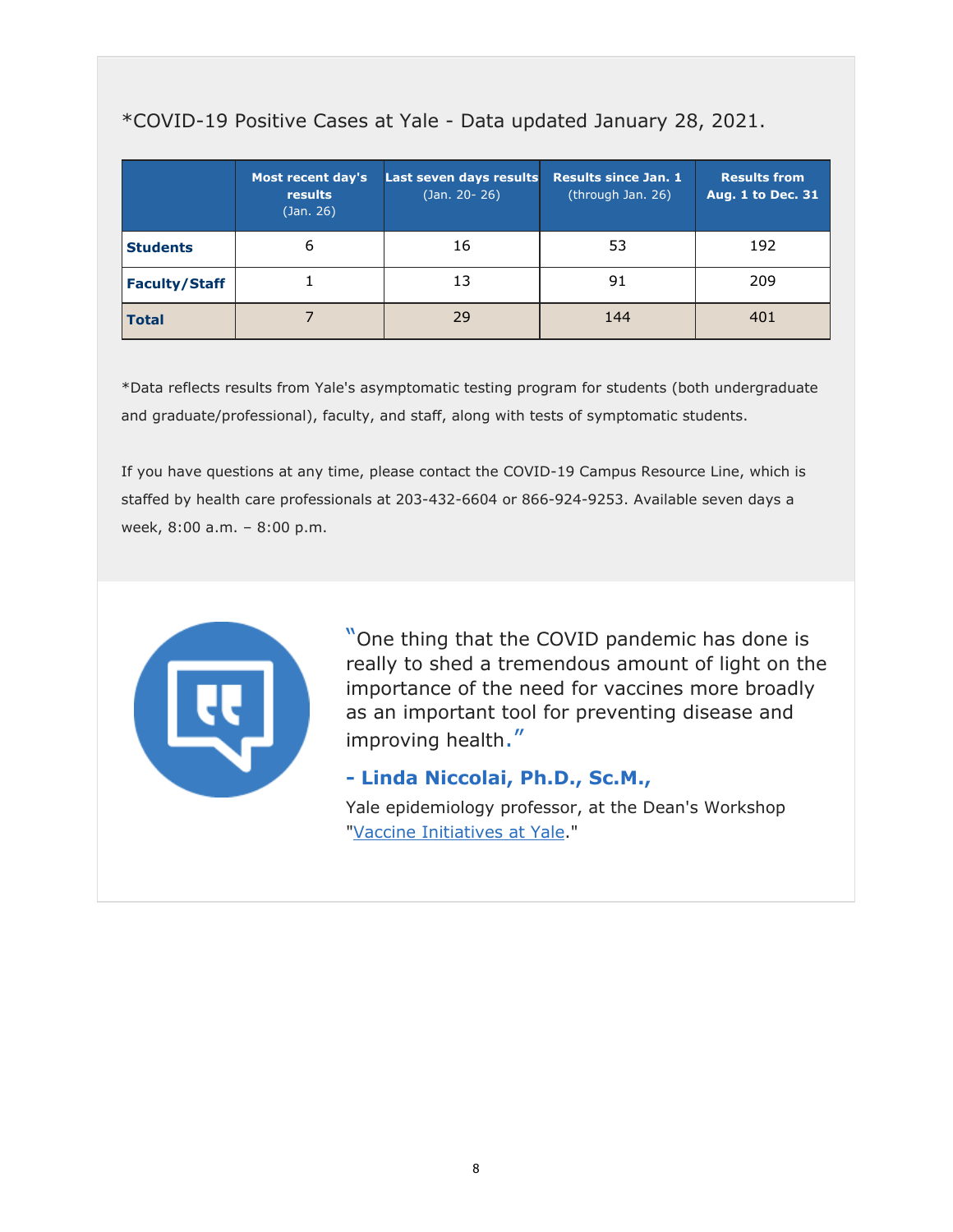*COVID-19 Positive Cases at Yale - Data updated January 28, 2021.

| | **Most recent day's results** (Jan. 26) | **Last seven days results** (Jan. 20- 26) | **Results since Jan. 1** (through Jan. 26) | **Results from Aug. 1 to Dec. 31** |
|---|---|---|---|---|
| **Students** | 6 | 16 | 53 | 192 |
| **Faculty/Staff** | 1 | 13 | 91 | 209 |
| **Total** | 7 | 29 | 144 | 401 |

*Data reflects results from Yale's asymptomatic testing program for students (both undergraduate and graduate/professional), faculty, and staff, along with tests of symptomatic students.

If you have questions at any time, please contact the COVID-19 Campus Resource Line, which is staffed by health care professionals at 203-432-6604 or 866-924-9253. Available seven days a week, 8:00 a.m. – 8:00 p.m.

"One thing that the COVID pandemic has done is really to shed a tremendous amount of light on the importance of the need for vaccines more broadly as an important tool for preventing disease and improving health."

**- Linda Niccolai, Ph.D., Sc.M.,**

Yale epidemiology professor, at the Dean's Workshop "Vaccine Initiatives at Yale."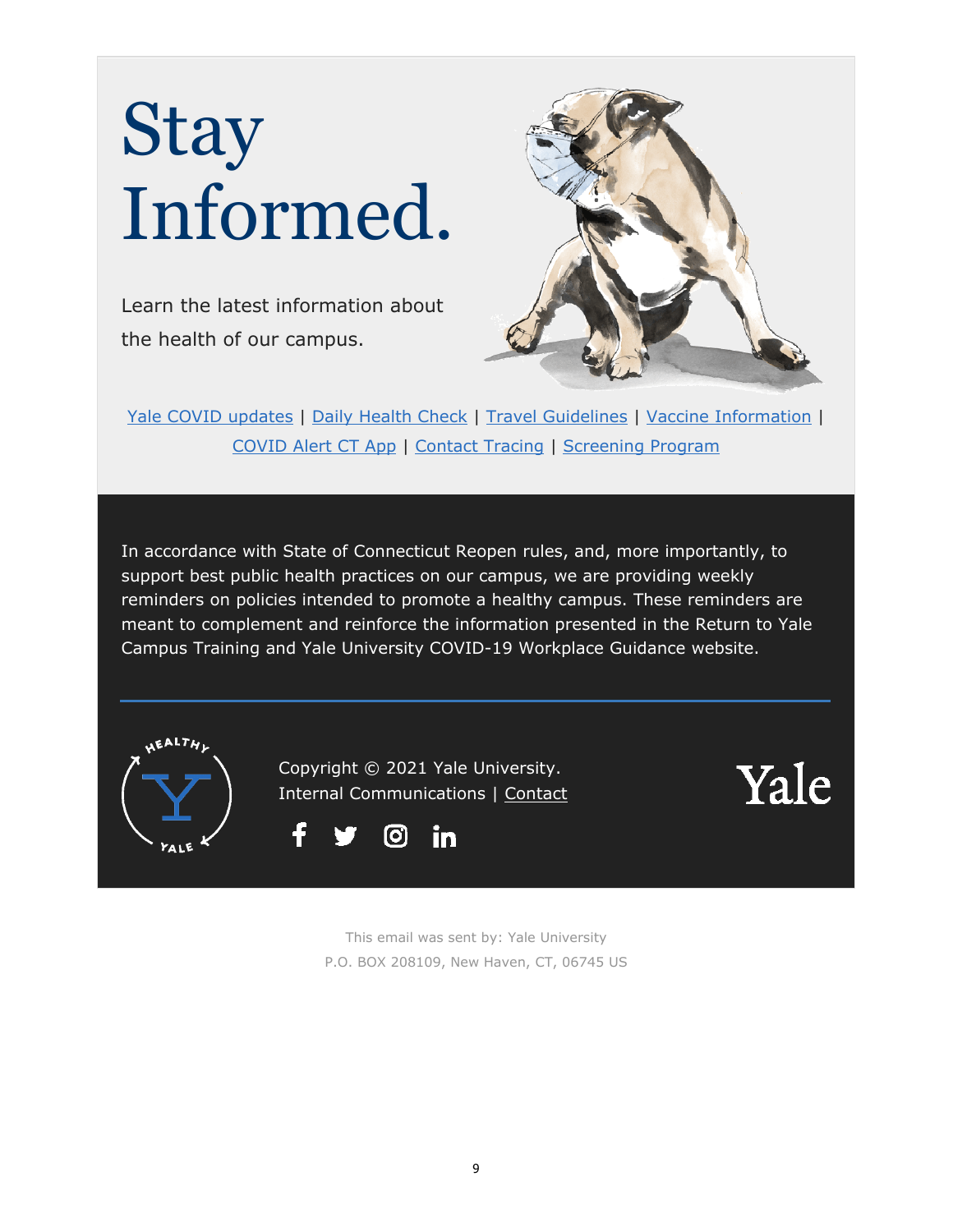# Stay Informed.

Learn the latest information about the health of our campus.

Yale COVID updates | Daily Health Check | Travel Guidelines | Vaccine Information | COVID Alert CT App | Contact Tracing | Screening Program

In accordance with State of Connecticut Reopen rules, and, more importantly, to support best public health practices on our campus, we are providing weekly reminders on policies intended to promote a healthy campus. These reminders are meant to complement and reinforce the information presented in the Return to Yale Campus Training and Yale University COVID-19 Workplace Guidance website.

---

Copyright © 2021 Yale University.
Internal Communications | Contact

This email was sent by: Yale University
P.O. BOX 208109, New Haven, CT, 06745 US